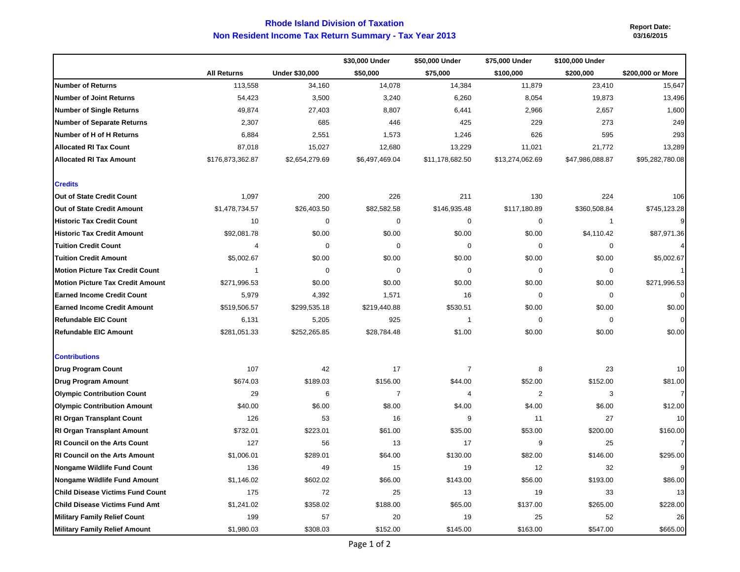# Rhode Island Division of Taxation

## Non Resident Income Tax Return Summary - Tax Year 2013

**Report Date: 03/16/2015**

| | All Returns | Under $30,000 | $30,000 Under $50,000 | $50,000 Under $75,000 | $75,000 Under $100,000 | $100,000 Under $200,000 | $200,000 or More |
|---|---|---|---|---|---|---|---|
| **Number of Returns** | 113,558 | 34,160 | 14,078 | 14,384 | 11,879 | 23,410 | 15,647 |
| **Number of Joint Returns** | 54,423 | 3,500 | 3,240 | 6,260 | 8,054 | 19,873 | 13,496 |
| **Number of Single Returns** | 49,874 | 27,403 | 8,807 | 6,441 | 2,966 | 2,657 | 1,600 |
| **Number of Separate Returns** | 2,307 | 685 | 446 | 425 | 229 | 273 | 249 |
| **Number of H of H Returns** | 6,884 | 2,551 | 1,573 | 1,246 | 626 | 595 | 293 |
| **Allocated RI Tax Count** | 87,018 | 15,027 | 12,680 | 13,229 | 11,021 | 21,772 | 13,289 |
| **Allocated RI Tax Amount** | $176,873,362.87 | $2,654,279.69 | $6,497,469.04 | $11,178,682.50 | $13,274,062.69 | $47,986,088.87 | $95,282,780.08 |
| **Credits** | | | | | | | |
| **Out of State Credit Count** | 1,097 | 200 | 226 | 211 | 130 | 224 | 106 |
| **Out of State Credit Amount** | $1,478,734.57 | $26,403.50 | $82,582.58 | $146,935.48 | $117,180.89 | $360,508.84 | $745,123.28 |
| **Historic Tax Credit Count** | 10 | 0 | 0 | 0 | 0 | 1 | 9 |
| **Historic Tax Credit Amount** | $92,081.78 | $0.00 | $0.00 | $0.00 | $0.00 | $4,110.42 | $87,971.36 |
| **Tuition Credit Count** | 4 | 0 | 0 | 0 | 0 | 0 | 4 |
| **Tuition Credit Amount** | $5,002.67 | $0.00 | $0.00 | $0.00 | $0.00 | $0.00 | $5,002.67 |
| **Motion Picture Tax Credit Count** | 1 | 0 | 0 | 0 | 0 | 0 | 1 |
| **Motion Picture Tax Credit Amount** | $271,996.53 | $0.00 | $0.00 | $0.00 | $0.00 | $0.00 | $271,996.53 |
| **Earned Income Credit Count** | 5,979 | 4,392 | 1,571 | 16 | 0 | 0 | 0 |
| **Earned Income Credit Amount** | $519,506.57 | $299,535.18 | $219,440.88 | $530.51 | $0.00 | $0.00 | $0.00 |
| **Refundable EIC Count** | 6,131 | 5,205 | 925 | 1 | 0 | 0 | 0 |
| **Refundable EIC Amount** | $281,051.33 | $252,265.85 | $28,784.48 | $1.00 | $0.00 | $0.00 | $0.00 |
| **Contributions** | | | | | | | |
| **Drug Program Count** | 107 | 42 | 17 | 7 | 8 | 23 | 10 |
| **Drug Program Amount** | $674.03 | $189.03 | $156.00 | $44.00 | $52.00 | $152.00 | $81.00 |
| **Olympic Contribution Count** | 29 | 6 | 7 | 4 | 2 | 3 | 7 |
| **Olympic Contribution Amount** | $40.00 | $6.00 | $8.00 | $4.00 | $4.00 | $6.00 | $12.00 |
| **RI Organ Transplant Count** | 126 | 53 | 16 | 9 | 11 | 27 | 10 |
| **RI Organ Transplant Amount** | $732.01 | $223.01 | $61.00 | $35.00 | $53.00 | $200.00 | $160.00 |
| **RI Council on the Arts Count** | 127 | 56 | 13 | 17 | 9 | 25 | 7 |
| **RI Council on the Arts Amount** | $1,006.01 | $289.01 | $64.00 | $130.00 | $82.00 | $146.00 | $295.00 |
| **Nongame Wildlife Fund Count** | 136 | 49 | 15 | 19 | 12 | 32 | 9 |
| **Nongame Wildlife Fund Amount** | $1,146.02 | $602.02 | $66.00 | $143.00 | $56.00 | $193.00 | $86.00 |
| **Child Disease Victims Fund Count** | 175 | 72 | 25 | 13 | 19 | 33 | 13 |
| **Child Disease Victims Fund Amt** | $1,241.02 | $358.02 | $188.00 | $65.00 | $137.00 | $265.00 | $228.00 |
| **Military Family Relief Count** | 199 | 57 | 20 | 19 | 25 | 52 | 26 |
| **Military Family Relief Amount** | $1,980.03 | $308.03 | $152.00 | $145.00 | $163.00 | $547.00 | $665.00 |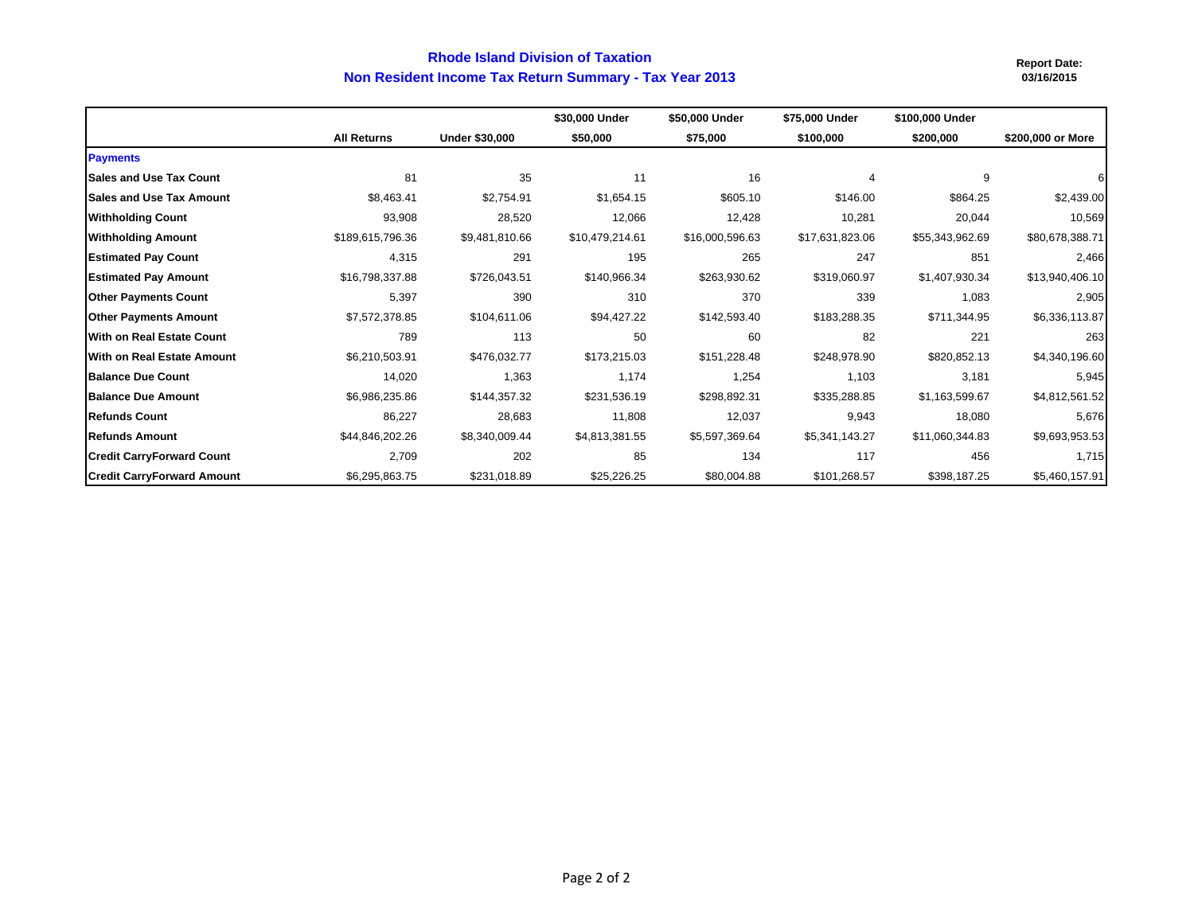**Rhode Island Division of Taxation**

**Non Resident Income Tax Return Summary - Tax Year 2013**

**Report Date: 03/16/2015**

| | All Returns | Under \$30,000 | \$30,000 Under \$50,000 | \$50,000 Under \$75,000 | \$75,000 Under \$100,000 | \$100,000 Under \$200,000 | \$200,000 or More |
|---|---|---|---|---|---|---|---|
| **Payments** | | | | | | | |
| **Sales and Use Tax Count** | 81 | 35 | 11 | 16 | 4 | 9 | 6 |
| **Sales and Use Tax Amount** | \$8,463.41 | \$2,754.91 | \$1,654.15 | \$605.10 | \$146.00 | \$864.25 | \$2,439.00 |
| **Withholding Count** | 93,908 | 28,520 | 12,066 | 12,428 | 10,281 | 20,044 | 10,569 |
| **Withholding Amount** | \$189,615,796.36 | \$9,481,810.66 | \$10,479,214.61 | \$16,000,596.63 | \$17,631,823.06 | \$55,343,962.69 | \$80,678,388.71 |
| **Estimated Pay Count** | 4,315 | 291 | 195 | 265 | 247 | 851 | 2,466 |
| **Estimated Pay Amount** | \$16,798,337.88 | \$726,043.51 | \$140,966.34 | \$263,930.62 | \$319,060.97 | \$1,407,930.34 | \$13,940,406.10 |
| **Other Payments Count** | 5,397 | 390 | 310 | 370 | 339 | 1,083 | 2,905 |
| **Other Payments Amount** | \$7,572,378.85 | \$104,611.06 | \$94,427.22 | \$142,593.40 | \$183,288.35 | \$711,344.95 | \$6,336,113.87 |
| **With on Real Estate Count** | 789 | 113 | 50 | 60 | 82 | 221 | 263 |
| **With on Real Estate Amount** | \$6,210,503.91 | \$476,032.77 | \$173,215.03 | \$151,228.48 | \$248,978.90 | \$820,852.13 | \$4,340,196.60 |
| **Balance Due Count** | 14,020 | 1,363 | 1,174 | 1,254 | 1,103 | 3,181 | 5,945 |
| **Balance Due Amount** | \$6,986,235.86 | \$144,357.32 | \$231,536.19 | \$298,892.31 | \$335,288.85 | \$1,163,599.67 | \$4,812,561.52 |
| **Refunds Count** | 86,227 | 28,683 | 11,808 | 12,037 | 9,943 | 18,080 | 5,676 |
| **Refunds Amount** | \$44,846,202.26 | \$8,340,009.44 | \$4,813,381.55 | \$5,597,369.64 | \$5,341,143.27 | \$11,060,344.83 | \$9,693,953.53 |
| **Credit CarryForward Count** | 2,709 | 202 | 85 | 134 | 117 | 456 | 1,715 |
| **Credit CarryForward Amount** | \$6,295,863.75 | \$231,018.89 | \$25,226.25 | \$80,004.88 | \$101,268.57 | \$398,187.25 | \$5,460,157.91 |